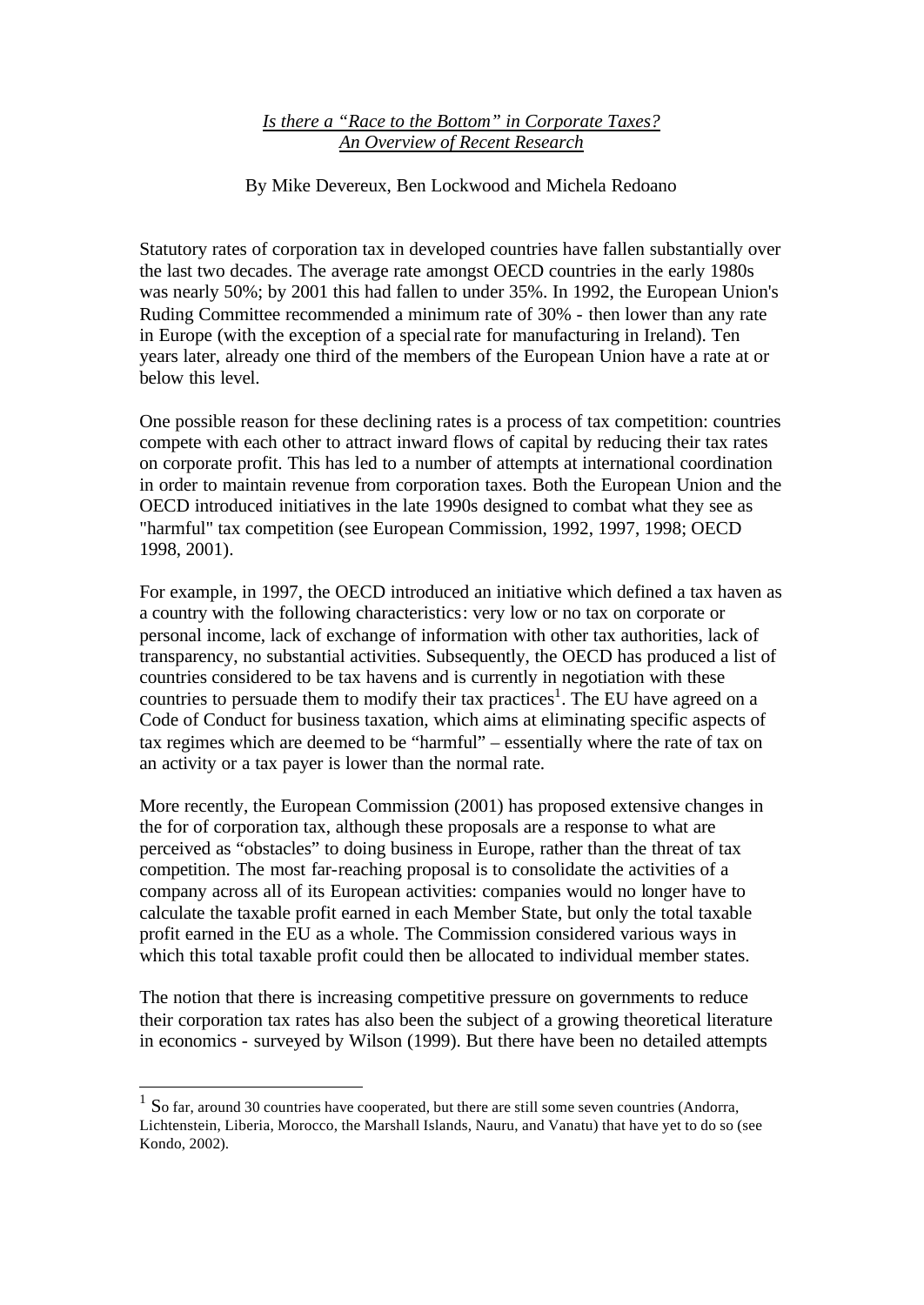# *Is there a "Race to the Bottom" in Corporate Taxes? An Overview of Recent Research*

By Mike Devereux, Ben Lockwood and Michela Redoano

Statutory rates of corporation tax in developed countries have fallen substantially over the last two decades. The average rate amongst OECD countries in the early 1980s was nearly 50%; by 2001 this had fallen to under 35%. In 1992, the European Union's Ruding Committee recommended a minimum rate of 30% - then lower than any rate in Europe (with the exception of a special rate for manufacturing in Ireland). Ten years later, already one third of the members of the European Union have a rate at or below this level.

One possible reason for these declining rates is a process of tax competition: countries compete with each other to attract inward flows of capital by reducing their tax rates on corporate profit. This has led to a number of attempts at international coordination in order to maintain revenue from corporation taxes. Both the European Union and the OECD introduced initiatives in the late 1990s designed to combat what they see as "harmful" tax competition (see European Commission, 1992, 1997, 1998; OECD 1998, 2001).

For example, in 1997, the OECD introduced an initiative which defined a tax haven as a country with the following characteristics: very low or no tax on corporate or personal income, lack of exchange of information with other tax authorities, lack of transparency, no substantial activities. Subsequently, the OECD has produced a list of countries considered to be tax havens and is currently in negotiation with these countries to persuade them to modify their tax practices[1]. The EU have agreed on a Code of Conduct for business taxation, which aims at eliminating specific aspects of tax regimes which are deemed to be "harmful" – essentially where the rate of tax on an activity or a tax payer is lower than the normal rate.

More recently, the European Commission (2001) has proposed extensive changes in the for of corporation tax, although these proposals are a response to what are perceived as "obstacles" to doing business in Europe, rather than the threat of tax competition. The most far-reaching proposal is to consolidate the activities of a company across all of its European activities: companies would no longer have to calculate the taxable profit earned in each Member State, but only the total taxable profit earned in the EU as a whole. The Commission considered various ways in which this total taxable profit could then be allocated to individual member states.

The notion that there is increasing competitive pressure on governments to reduce their corporation tax rates has also been the subject of a growing theoretical literature in economics - surveyed by Wilson (1999). But there have been no detailed attempts

---

[1] So far, around 30 countries have cooperated, but there are still some seven countries (Andorra, Lichtenstein, Liberia, Morocco, the Marshall Islands, Nauru, and Vanatu) that have yet to do so (see Kondo, 2002).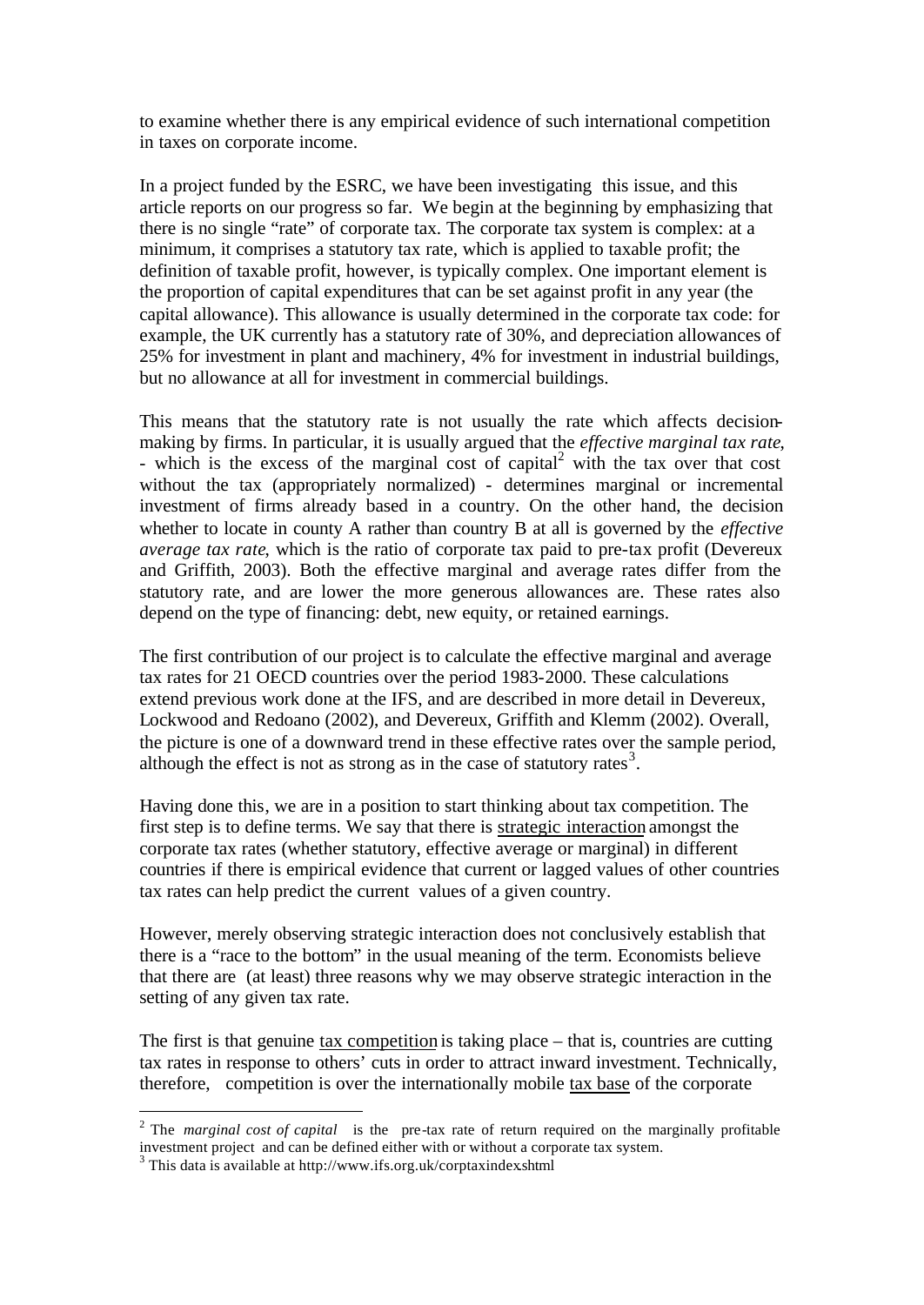to examine whether there is any empirical evidence of such international competition in taxes on corporate income.

In a project funded by the ESRC, we have been investigating this issue, and this article reports on our progress so far. We begin at the beginning by emphasizing that there is no single "rate" of corporate tax. The corporate tax system is complex: at a minimum, it comprises a statutory tax rate, which is applied to taxable profit; the definition of taxable profit, however, is typically complex. One important element is the proportion of capital expenditures that can be set against profit in any year (the capital allowance). This allowance is usually determined in the corporate tax code: for example, the UK currently has a statutory rate of 30%, and depreciation allowances of 25% for investment in plant and machinery, 4% for investment in industrial buildings, but no allowance at all for investment in commercial buildings.

This means that the statutory rate is not usually the rate which affects decision-making by firms. In particular, it is usually argued that the *effective marginal tax rate*, - which is the excess of the marginal cost of capital[2] with the tax over that cost without the tax (appropriately normalized) - determines marginal or incremental investment of firms already based in a country. On the other hand, the decision whether to locate in county A rather than country B at all is governed by the *effective average tax rate*, which is the ratio of corporate tax paid to pre-tax profit (Devereux and Griffith, 2003). Both the effective marginal and average rates differ from the statutory rate, and are lower the more generous allowances are. These rates also depend on the type of financing: debt, new equity, or retained earnings.

The first contribution of our project is to calculate the effective marginal and average tax rates for 21 OECD countries over the period 1983-2000. These calculations extend previous work done at the IFS, and are described in more detail in Devereux, Lockwood and Redoano (2002), and Devereux, Griffith and Klemm (2002). Overall, the picture is one of a downward trend in these effective rates over the sample period, although the effect is not as strong as in the case of statutory rates[3].

Having done this, we are in a position to start thinking about tax competition. The first step is to define terms. We say that there is strategic interaction amongst the corporate tax rates (whether statutory, effective average or marginal) in different countries if there is empirical evidence that current or lagged values of other countries tax rates can help predict the current values of a given country.

However, merely observing strategic interaction does not conclusively establish that there is a "race to the bottom" in the usual meaning of the term. Economists believe that there are (at least) three reasons why we may observe strategic interaction in the setting of any given tax rate.

The first is that genuine tax competition is taking place – that is, countries are cutting tax rates in response to others' cuts in order to attract inward investment. Technically, therefore, competition is over the internationally mobile tax base of the corporate

---

[2] The *marginal cost of capital* is the pre-tax rate of return required on the marginally profitable investment project and can be defined either with or without a corporate tax system.

[3] This data is available at http://www.ifs.org.uk/corptaxindex.shtml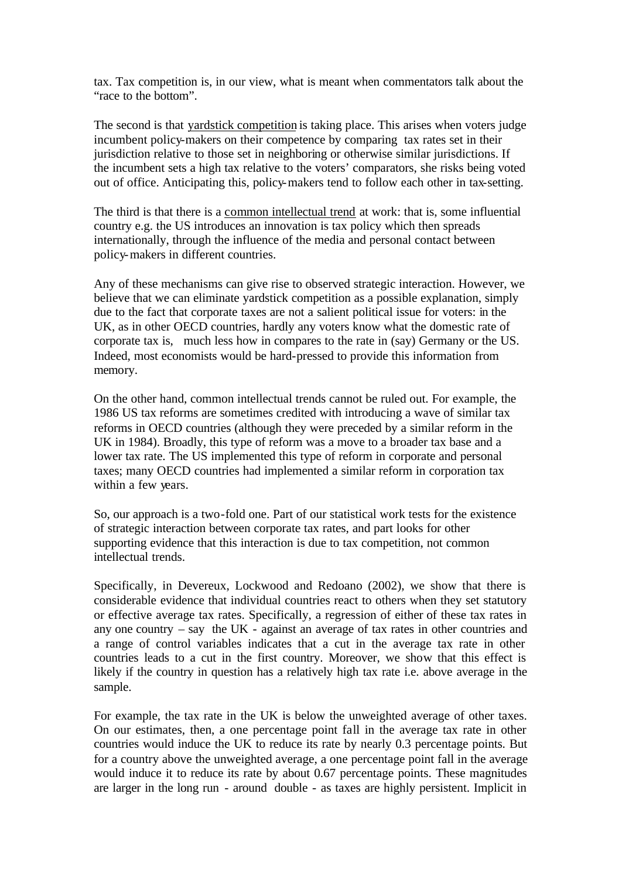tax. Tax competition is, in our view, what is meant when commentators talk about the "race to the bottom".

The second is that <u>yardstick competition</u> is taking place. This arises when voters judge incumbent policy-makers on their competence by comparing tax rates set in their jurisdiction relative to those set in neighboring or otherwise similar jurisdictions. If the incumbent sets a high tax relative to the voters' comparators, she risks being voted out of office. Anticipating this, policy-makers tend to follow each other in tax-setting.

The third is that there is a <u>common intellectual trend</u> at work: that is, some influential country e.g. the US introduces an innovation is tax policy which then spreads internationally, through the influence of the media and personal contact between policy-makers in different countries.

Any of these mechanisms can give rise to observed strategic interaction. However, we believe that we can eliminate yardstick competition as a possible explanation, simply due to the fact that corporate taxes are not a salient political issue for voters: in the UK, as in other OECD countries, hardly any voters know what the domestic rate of corporate tax is, much less how in compares to the rate in (say) Germany or the US. Indeed, most economists would be hard-pressed to provide this information from memory.

On the other hand, common intellectual trends cannot be ruled out. For example, the 1986 US tax reforms are sometimes credited with introducing a wave of similar tax reforms in OECD countries (although they were preceded by a similar reform in the UK in 1984). Broadly, this type of reform was a move to a broader tax base and a lower tax rate. The US implemented this type of reform in corporate and personal taxes; many OECD countries had implemented a similar reform in corporation tax within a few years.

So, our approach is a two-fold one. Part of our statistical work tests for the existence of strategic interaction between corporate tax rates, and part looks for other supporting evidence that this interaction is due to tax competition, not common intellectual trends.

Specifically, in Devereux, Lockwood and Redoano (2002), we show that there is considerable evidence that individual countries react to others when they set statutory or effective average tax rates. Specifically, a regression of either of these tax rates in any one country – say the UK - against an average of tax rates in other countries and a range of control variables indicates that a cut in the average tax rate in other countries leads to a cut in the first country. Moreover, we show that this effect is likely if the country in question has a relatively high tax rate i.e. above average in the sample.

For example, the tax rate in the UK is below the unweighted average of other taxes. On our estimates, then, a one percentage point fall in the average tax rate in other countries would induce the UK to reduce its rate by nearly 0.3 percentage points. But for a country above the unweighted average, a one percentage point fall in the average would induce it to reduce its rate by about 0.67 percentage points. These magnitudes are larger in the long run - around double - as taxes are highly persistent. Implicit in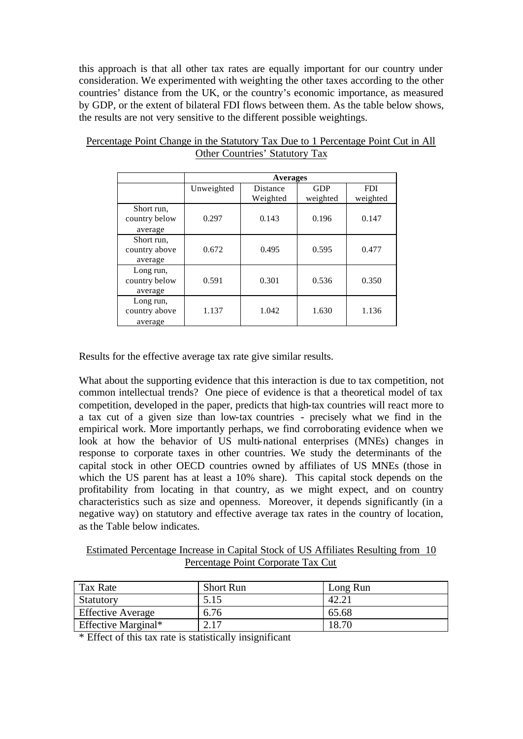this approach is that all other tax rates are equally important for our country under consideration. We experimented with weighting the other taxes according to the other countries' distance from the UK, or the country's economic importance, as measured by GDP, or the extent of bilateral FDI flows between them. As the table below shows, the results are not very sensitive to the different possible weightings.

Percentage Point Change in the Statutory Tax Due to 1 Percentage Point Cut in All Other Countries' Statutory Tax

| | Averages | | | |
|---|---|---|---|---|
| | Unweighted | Distance Weighted | GDP weighted | FDI weighted |
| Short run, country below average | 0.297 | 0.143 | 0.196 | 0.147 |
| Short run, country above average | 0.672 | 0.495 | 0.595 | 0.477 |
| Long run, country below average | 0.591 | 0.301 | 0.536 | 0.350 |
| Long run, country above average | 1.137 | 1.042 | 1.630 | 1.136 |

Results for the effective average tax rate give similar results.

What about the supporting evidence that this interaction is due to tax competition, not common intellectual trends? One piece of evidence is that a theoretical model of tax competition, developed in the paper, predicts that high-tax countries will react more to a tax cut of a given size than low-tax countries - precisely what we find in the empirical work. More importantly perhaps, we find corroborating evidence when we look at how the behavior of US multi-national enterprises (MNEs) changes in response to corporate taxes in other countries. We study the determinants of the capital stock in other OECD countries owned by affiliates of US MNEs (those in which the US parent has at least a 10% share). This capital stock depends on the profitability from locating in that country, as we might expect, and on country characteristics such as size and openness. Moreover, it depends significantly (in a negative way) on statutory and effective average tax rates in the country of location, as the Table below indicates.

Estimated Percentage Increase in Capital Stock of US Affiliates Resulting from 10 Percentage Point Corporate Tax Cut

| Tax Rate | Short Run | Long Run |
|---|---|---|
| Statutory | 5.15 | 42.21 |
| Effective Average | 6.76 | 65.68 |
| Effective Marginal* | 2.17 | 18.70 |

* Effect of this tax rate is statistically insignificant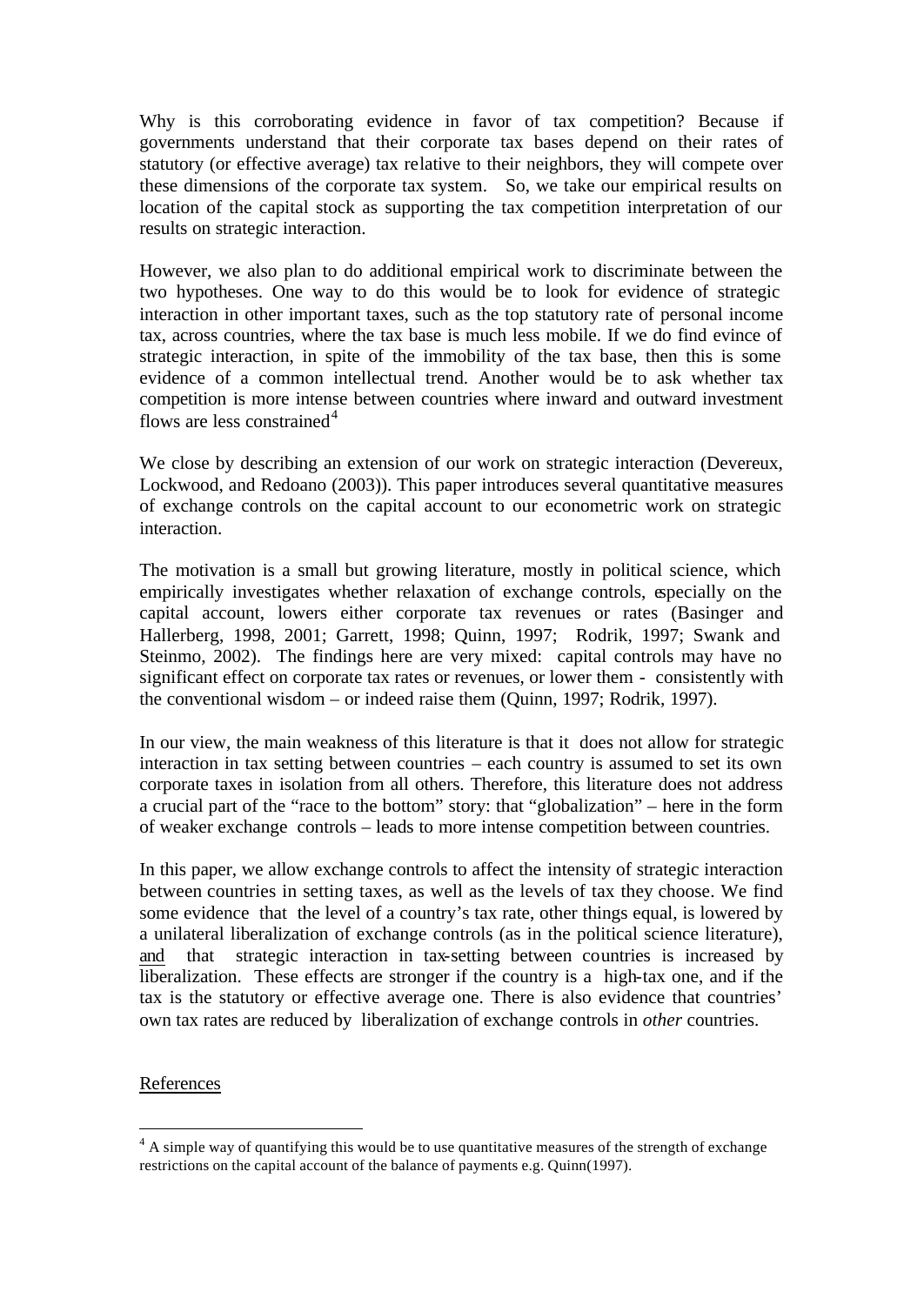Why is this corroborating evidence in favor of tax competition? Because if governments understand that their corporate tax bases depend on their rates of statutory (or effective average) tax relative to their neighbors, they will compete over these dimensions of the corporate tax system. So, we take our empirical results on location of the capital stock as supporting the tax competition interpretation of our results on strategic interaction.

However, we also plan to do additional empirical work to discriminate between the two hypotheses. One way to do this would be to look for evidence of strategic interaction in other important taxes, such as the top statutory rate of personal income tax, across countries, where the tax base is much less mobile. If we do find evince of strategic interaction, in spite of the immobility of the tax base, then this is some evidence of a common intellectual trend. Another would be to ask whether tax competition is more intense between countries where inward and outward investment flows are less constrained[4]

We close by describing an extension of our work on strategic interaction (Devereux, Lockwood, and Redoano (2003)). This paper introduces several quantitative measures of exchange controls on the capital account to our econometric work on strategic interaction.

The motivation is a small but growing literature, mostly in political science, which empirically investigates whether relaxation of exchange controls, especially on the capital account, lowers either corporate tax revenues or rates (Basinger and Hallerberg, 1998, 2001; Garrett, 1998; Quinn, 1997; Rodrik, 1997; Swank and Steinmo, 2002). The findings here are very mixed: capital controls may have no significant effect on corporate tax rates or revenues, or lower them - consistently with the conventional wisdom – or indeed raise them (Quinn, 1997; Rodrik, 1997).

In our view, the main weakness of this literature is that it does not allow for strategic interaction in tax setting between countries – each country is assumed to set its own corporate taxes in isolation from all others. Therefore, this literature does not address a crucial part of the "race to the bottom" story: that "globalization" – here in the form of weaker exchange controls – leads to more intense competition between countries.

In this paper, we allow exchange controls to affect the intensity of strategic interaction between countries in setting taxes, as well as the levels of tax they choose. We find some evidence that the level of a country's tax rate, other things equal, is lowered by a unilateral liberalization of exchange controls (as in the political science literature), <u>and</u> that strategic interaction in tax-setting between countries is increased by liberalization. These effects are stronger if the country is a high-tax one, and if the tax is the statutory or effective average one. There is also evidence that countries' own tax rates are reduced by liberalization of exchange controls in *other* countries.

<u>References</u>

[4] A simple way of quantifying this would be to use quantitative measures of the strength of exchange restrictions on the capital account of the balance of payments e.g. Quinn(1997).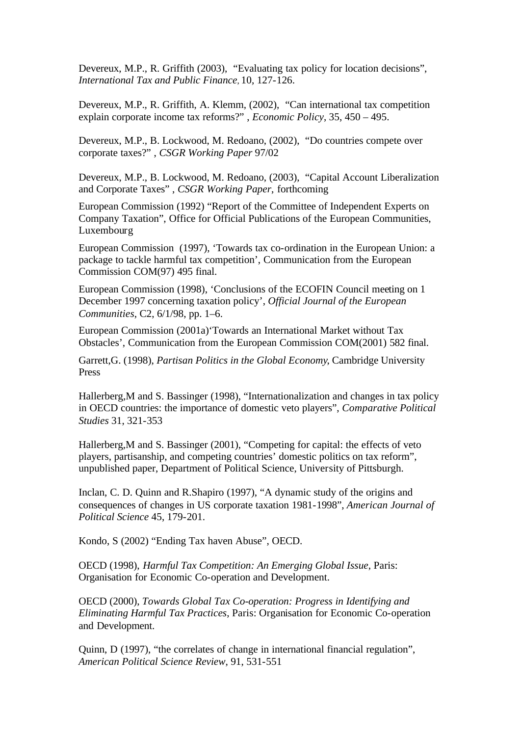Devereux, M.P., R. Griffith (2003), "Evaluating tax policy for location decisions", *International Tax and Public Finance,* 10, 127-126.

Devereux, M.P., R. Griffith, A. Klemm, (2002), "Can international tax competition explain corporate income tax reforms?" , *Economic Policy*, 35, 450 – 495.

Devereux, M.P., B. Lockwood, M. Redoano, (2002), "Do countries compete over corporate taxes?" , *CSGR Working Paper* 97/02

Devereux, M.P., B. Lockwood, M. Redoano, (2003), "Capital Account Liberalization and Corporate Taxes" , *CSGR Working Paper*, forthcoming

European Commission (1992) "Report of the Committee of Independent Experts on Company Taxation", Office for Official Publications of the European Communities, Luxembourg

European Commission (1997), 'Towards tax co-ordination in the European Union: a package to tackle harmful tax competition', Communication from the European Commission COM(97) 495 final.

European Commission (1998), 'Conclusions of the ECOFIN Council meeting on 1 December 1997 concerning taxation policy', *Official Journal of the European Communities*, C2, 6/1/98, pp. 1–6.

European Commission (2001a)'Towards an International Market without Tax Obstacles', Communication from the European Commission COM(2001) 582 final.

Garrett,G. (1998), *Partisan Politics in the Global Economy*, Cambridge University Press

Hallerberg,M and S. Bassinger (1998), "Internationalization and changes in tax policy in OECD countries: the importance of domestic veto players", *Comparative Political Studies* 31, 321-353

Hallerberg,M and S. Bassinger (2001), "Competing for capital: the effects of veto players, partisanship, and competing countries' domestic politics on tax reform", unpublished paper, Department of Political Science, University of Pittsburgh.

Inclan, C. D. Quinn and R.Shapiro (1997), "A dynamic study of the origins and consequences of changes in US corporate taxation 1981-1998", *American Journal of Political Science* 45, 179-201.

Kondo, S (2002) "Ending Tax haven Abuse", OECD.

OECD (1998), *Harmful Tax Competition: An Emerging Global Issue*, Paris: Organisation for Economic Co-operation and Development.

OECD (2000), *Towards Global Tax Co-operation: Progress in Identifying and Eliminating Harmful Tax Practices*, Paris: Organisation for Economic Co-operation and Development.

Quinn, D (1997), "the correlates of change in international financial regulation", *American Political Science Review*, 91, 531-551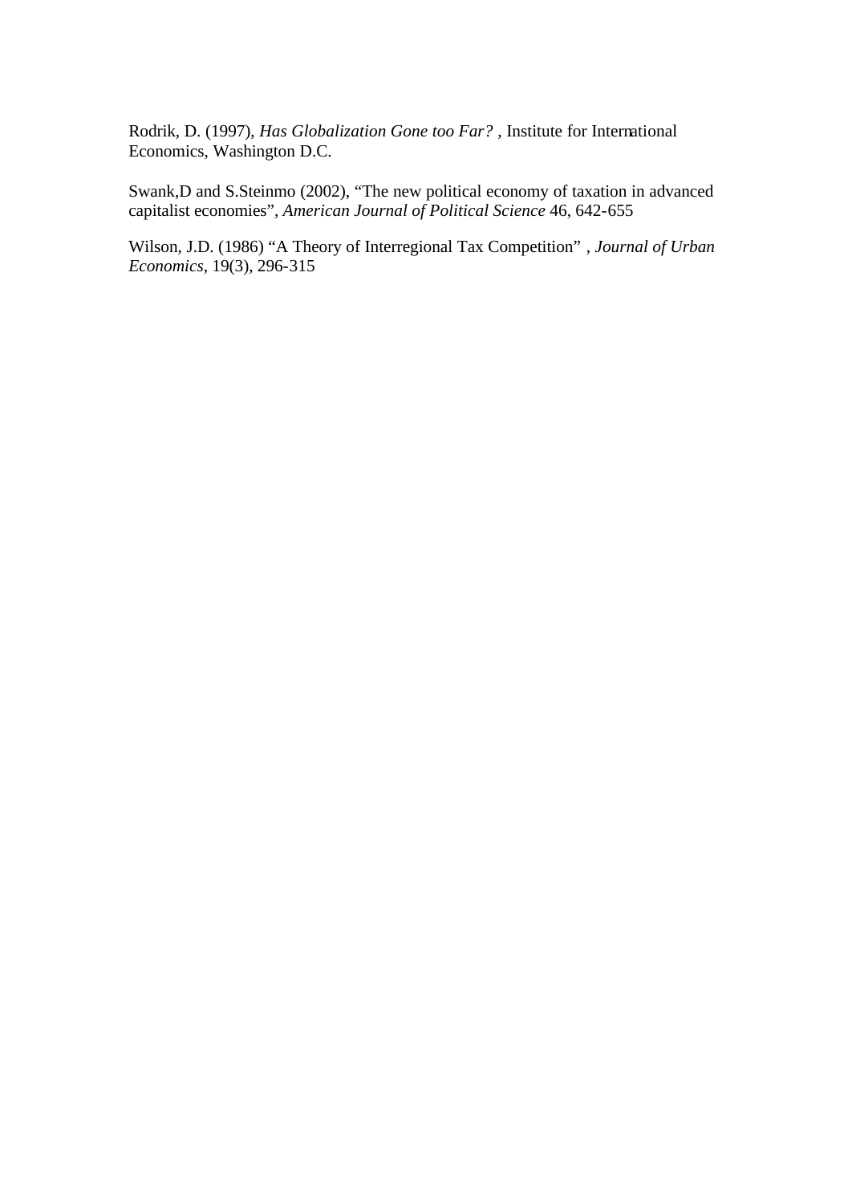Rodrik, D. (1997), *Has Globalization Gone too Far?* , Institute for International Economics, Washington D.C.

Swank,D and S.Steinmo (2002), “The new political economy of taxation in advanced capitalist economies”, *American Journal of Political Science* 46, 642-655

Wilson, J.D. (1986) “A Theory of Interregional Tax Competition” , *Journal of Urban Economics*, 19(3), 296-315